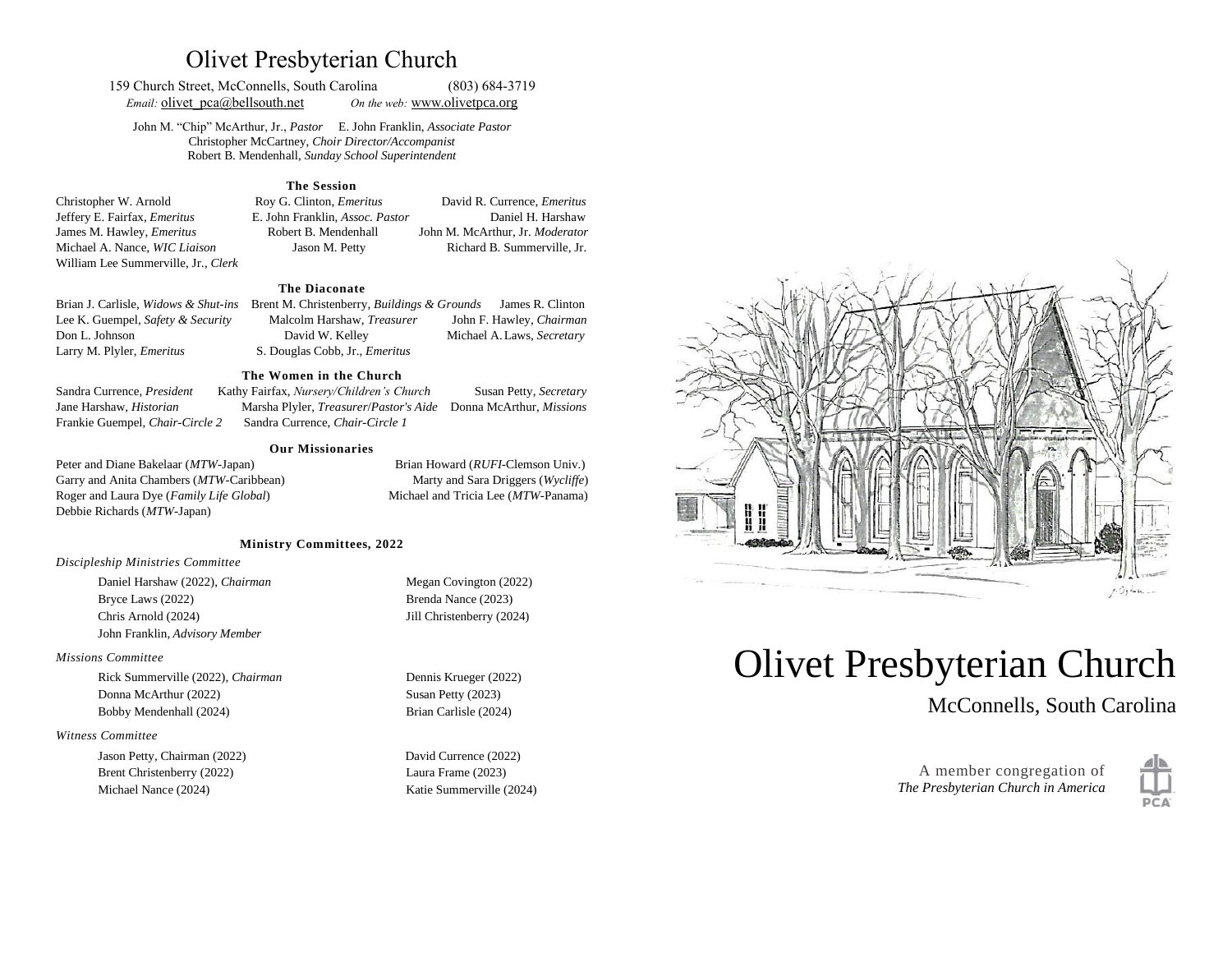# Olivet Presbyterian Church

159 Church Street, McConnells, South Carolina (803) 684-3719
*Email:* olivet_pca@bellsouth.net *On the web:* www.olivetpca.org

John M. "Chip" McArthur, Jr., *Pastor* E. John Franklin, *Associate Pastor*
Christopher McCartney, *Choir Director/Accompanist*
Robert B. Mendenhall, *Sunday School Superintendent*

## The Session

Christopher W. Arnold
Roy G. Clinton, *Emeritus*
David R. Currence, *Emeritus*
Jeffery E. Fairfax, *Emeritus*
E. John Franklin, *Assoc. Pastor*
Daniel H. Harshaw
James M. Hawley, *Emeritus*
Robert B. Mendenhall
John M. McArthur, Jr. *Moderator*
Michael A. Nance, *WIC Liaison*
Jason M. Petty
Richard B. Summerville, Jr.
William Lee Summerville, Jr., *Clerk*

## The Diaconate

Brian J. Carlisle, *Widows & Shut-ins*
Brent M. Christenberry, *Buildings & Grounds*
James R. Clinton
Lee K. Guempel, *Safety & Security*
Malcolm Harshaw, *Treasurer*
John F. Hawley, *Chairman*
Don L. Johnson
David W. Kelley
Michael A. Laws, *Secretary*
Larry M. Plyler, *Emeritus*
S. Douglas Cobb, Jr., *Emeritus*

## The Women in the Church

Sandra Currence, *President*
Kathy Fairfax, *Nursery/Children's Church*
Susan Petty, *Secretary*
Jane Harshaw, *Historian*
Marsha Plyler, *Treasurer/Pastor's Aide*
Donna McArthur, *Missions*
Frankie Guempel, *Chair-Circle 2*
Sandra Currence, *Chair-Circle 1*

## Our Missionaries

Peter and Diane Bakelaar (*MTW*-Japan)
Brian Howard (*RUFI*-Clemson Univ.)
Garry and Anita Chambers (*MTW*-Caribbean)
Marty and Sara Driggers (*Wycliffe*)
Roger and Laura Dye (*Family Life Global*)
Michael and Tricia Lee (*MTW*-Panama)
Debbie Richards (*MTW*-Japan)

## Ministry Committees, 2022

*Discipleship Ministries Committee*

Daniel Harshaw (2022), *Chairman*
Megan Covington (2022)
Bryce Laws (2022)
Brenda Nance (2023)
Chris Arnold (2024)
Jill Christenberry (2024)
John Franklin, *Advisory Member*

*Missions Committee*

Rick Summerville (2022), *Chairman*
Dennis Krueger (2022)
Donna McArthur (2022)
Susan Petty (2023)
Bobby Mendenhall (2024)
Brian Carlisle (2024)

*Witness Committee*

Jason Petty, Chairman (2022)
David Currence (2022)
Brent Christenberry (2022)
Laura Frame (2023)
Michael Nance (2024)
Katie Summerville (2024)

# Olivet Presbyterian Church

McConnells, South Carolina

A member congregation of
*The Presbyterian Church in America*

PCA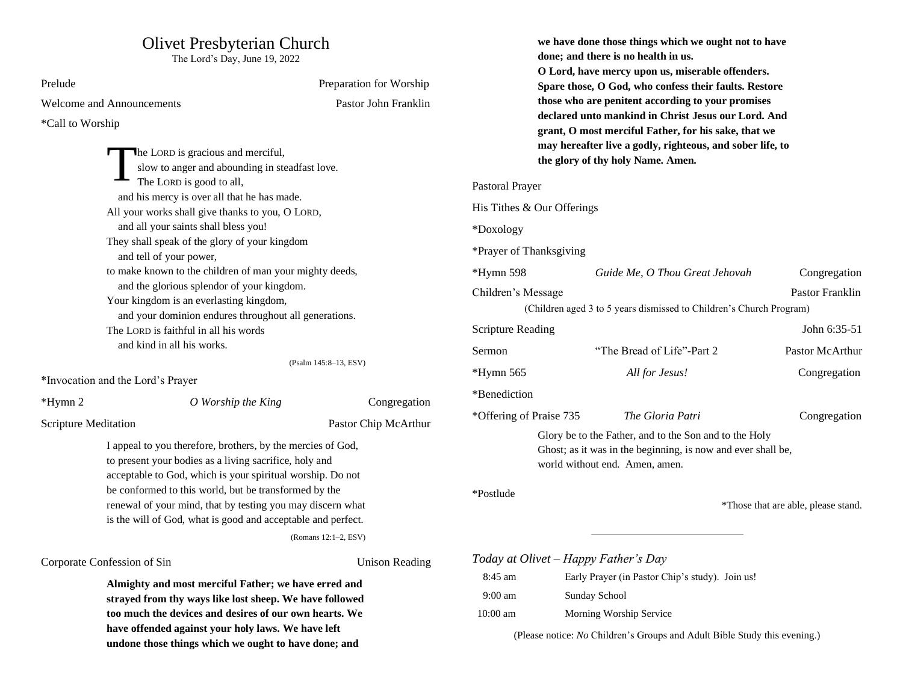# Olivet Presbyterian Church

The Lord's Day, June 19, 2022

Prelude — Preparation for Worship

Welcome and Announcements — Pastor John Franklin

*Call to Worship

> The LORD is gracious and merciful,
> slow to anger and abounding in steadfast love.
> The LORD is good to all,
> and his mercy is over all that he has made.
> All your works shall give thanks to you, O LORD,
> and all your saints shall bless you!
> They shall speak of the glory of your kingdom
> and tell of your power,
> to make known to the children of man your mighty deeds,
> and the glorious splendor of your kingdom.
> Your kingdom is an everlasting kingdom,
> and your dominion endures throughout all generations.
> The LORD is faithful in all his words
> and kind in all his works.
>
> (Psalm 145:8–13, ESV)

*Invocation and the Lord's Prayer

*Hymn 2 — *O Worship the King* — Congregation

Scripture Meditation — Pastor Chip McArthur

> I appeal to you therefore, brothers, by the mercies of God, to present your bodies as a living sacrifice, holy and acceptable to God, which is your spiritual worship. Do not be conformed to this world, but be transformed by the renewal of your mind, that by testing you may discern what is the will of God, what is good and acceptable and perfect.
>
> (Romans 12:1–2, ESV)

Corporate Confession of Sin — Unison Reading

> **Almighty and most merciful Father; we have erred and strayed from thy ways like lost sheep. We have followed too much the devices and desires of our own hearts. We have offended against your holy laws. We have left undone those things which we ought to have done; and we have done those things which we ought not to have done; and there is no health in us.**
> **O Lord, have mercy upon us, miserable offenders. Spare those, O God, who confess their faults. Restore those who are penitent according to your promises declared unto mankind in Christ Jesus our Lord. And grant, O most merciful Father, for his sake, that we may hereafter live a godly, righteous, and sober life, to the glory of thy holy Name. Amen.**

Pastoral Prayer

His Tithes & Our Offerings

*Doxology

*Prayer of Thanksgiving

*Hymn 598 — *Guide Me, O Thou Great Jehovah* — Congregation

Children's Message — Pastor Franklin

(Children aged 3 to 5 years dismissed to Children's Church Program)

Scripture Reading — John 6:35-51

Sermon — "The Bread of Life"-Part 2 — Pastor McArthur

*Hymn 565 — *All for Jesus!* — Congregation

*Benediction

*Offering of Praise 735 — *The Gloria Patri* — Congregation

> Glory be to the Father, and to the Son and to the Holy Ghost; as it was in the beginning, is now and ever shall be, world without end. Amen, amen.

*Postlude

*Those that are able, please stand.

---

## *Today at Olivet – Happy Father's Day*

| | |
|---|---|
| 8:45 am | Early Prayer (in Pastor Chip's study). Join us! |
| 9:00 am | Sunday School |
| 10:00 am | Morning Worship Service |

(Please notice: *No* Children's Groups and Adult Bible Study this evening.)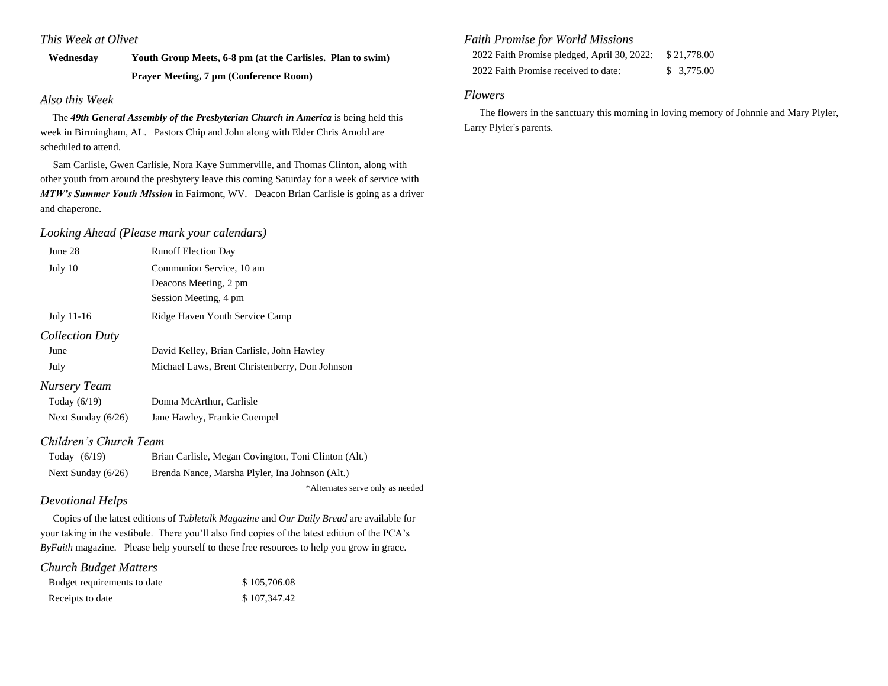## *This Week at Olivet*

| | |
|---|---|
| **Wednesday** | **Youth Group Meets, 6-8 pm (at the Carlisles. Plan to swim)** |
| | **Prayer Meeting, 7 pm (Conference Room)** |

## *Also this Week*

The ***49th General Assembly of the Presbyterian Church in America*** is being held this week in Birmingham, AL. Pastors Chip and John along with Elder Chris Arnold are scheduled to attend.

Sam Carlisle, Gwen Carlisle, Nora Kaye Summerville, and Thomas Clinton, along with other youth from around the presbytery leave this coming Saturday for a week of service with ***MTW's Summer Youth Mission*** in Fairmont, WV. Deacon Brian Carlisle is going as a driver and chaperone.

## *Looking Ahead (Please mark your calendars)*

| | |
|---|---|
| June 28 | Runoff Election Day |
| July 10 | Communion Service, 10 am |
| | Deacons Meeting, 2 pm |
| | Session Meeting, 4 pm |
| July 11-16 | Ridge Haven Youth Service Camp |

## *Collection Duty*

| | |
|---|---|
| June | David Kelley, Brian Carlisle, John Hawley |
| July | Michael Laws, Brent Christenberry, Don Johnson |

## *Nursery Team*

| | |
|---|---|
| Today (6/19) | Donna McArthur, Carlisle |
| Next Sunday (6/26) | Jane Hawley, Frankie Guempel |

## *Children's Church Team*

| | |
|---|---|
| Today (6/19) | Brian Carlisle, Megan Covington, Toni Clinton (Alt.) |
| Next Sunday (6/26) | Brenda Nance, Marsha Plyler, Ina Johnson (Alt.) |

*Alternates serve only as needed

## *Devotional Helps*

Copies of the latest editions of *Tabletalk Magazine* and *Our Daily Bread* are available for your taking in the vestibule. There you'll also find copies of the latest edition of the PCA's *ByFaith* magazine. Please help yourself to these free resources to help you grow in grace.

## *Church Budget Matters*

| | |
|---|---|
| Budget requirements to date | $ 105,706.08 |
| Receipts to date | $ 107,347.42 |

## *Faith Promise for World Missions*

| | |
|---|---|
| 2022 Faith Promise pledged, April 30, 2022: | $ 21,778.00 |
| 2022 Faith Promise received to date: | $ 3,775.00 |

## *Flowers*

The flowers in the sanctuary this morning in loving memory of Johnnie and Mary Plyler, Larry Plyler's parents.